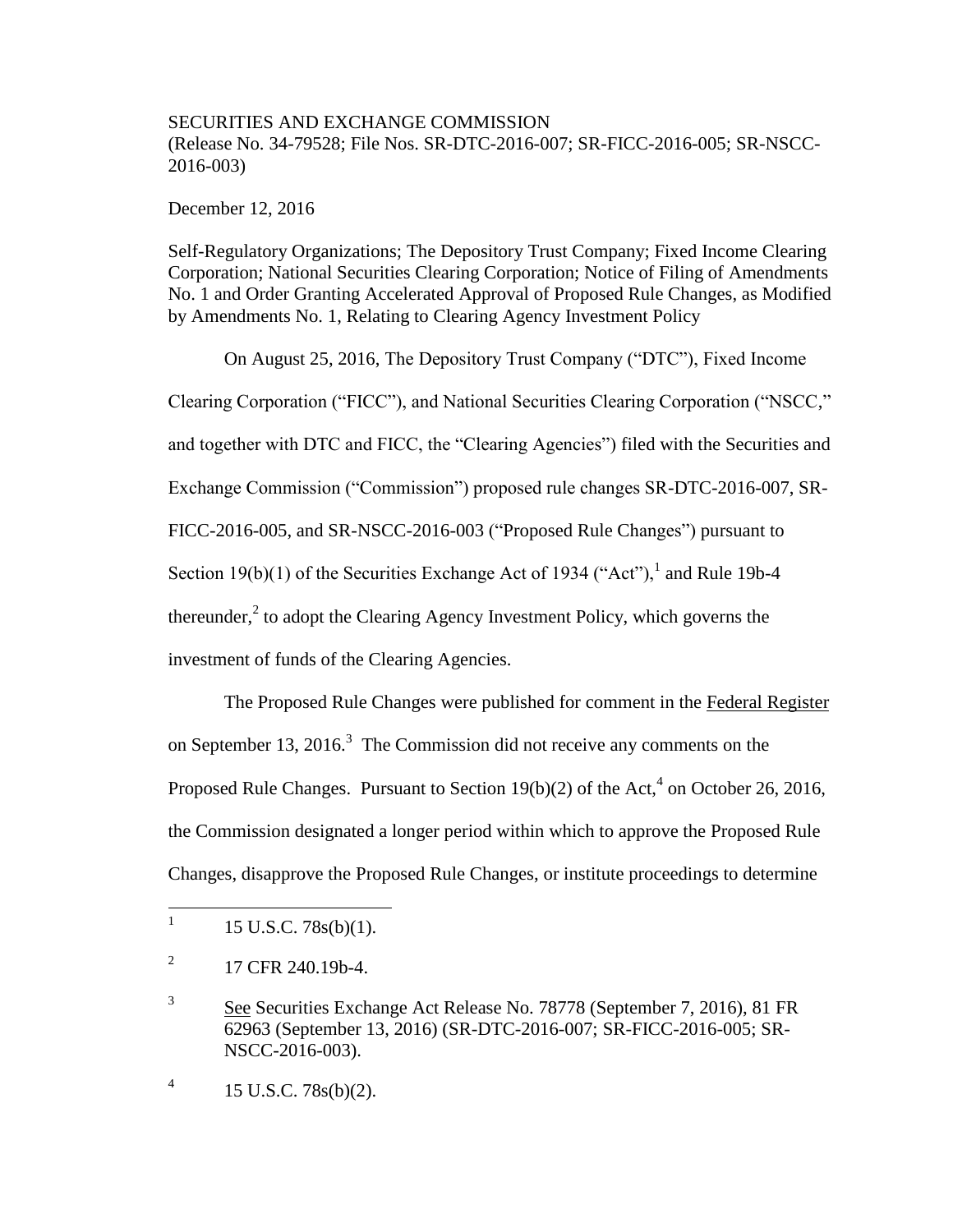SECURITIES AND EXCHANGE COMMISSION
(Release No. 34-79528; File Nos. SR-DTC-2016-007; SR-FICC-2016-005; SR-NSCC-2016-003)

December 12, 2016

Self-Regulatory Organizations; The Depository Trust Company; Fixed Income Clearing Corporation; National Securities Clearing Corporation; Notice of Filing of Amendments No. 1 and Order Granting Accelerated Approval of Proposed Rule Changes, as Modified by Amendments No. 1, Relating to Clearing Agency Investment Policy

On August 25, 2016, The Depository Trust Company ("DTC"), Fixed Income Clearing Corporation ("FICC"), and National Securities Clearing Corporation ("NSCC," and together with DTC and FICC, the "Clearing Agencies") filed with the Securities and Exchange Commission ("Commission") proposed rule changes SR-DTC-2016-007, SR-FICC-2016-005, and SR-NSCC-2016-003 ("Proposed Rule Changes") pursuant to Section 19(b)(1) of the Securities Exchange Act of 1934 ("Act"),[1] and Rule 19b-4 thereunder,[2] to adopt the Clearing Agency Investment Policy, which governs the investment of funds of the Clearing Agencies.

The Proposed Rule Changes were published for comment in the Federal Register on September 13, 2016.[3] The Commission did not receive any comments on the Proposed Rule Changes. Pursuant to Section 19(b)(2) of the Act,[4] on October 26, 2016, the Commission designated a longer period within which to approve the Proposed Rule Changes, disapprove the Proposed Rule Changes, or institute proceedings to determine

---

[1] 15 U.S.C. 78s(b)(1).

[2] 17 CFR 240.19b-4.

[3] See Securities Exchange Act Release No. 78778 (September 7, 2016), 81 FR 62963 (September 13, 2016) (SR-DTC-2016-007; SR-FICC-2016-005; SR-NSCC-2016-003).

[4] 15 U.S.C. 78s(b)(2).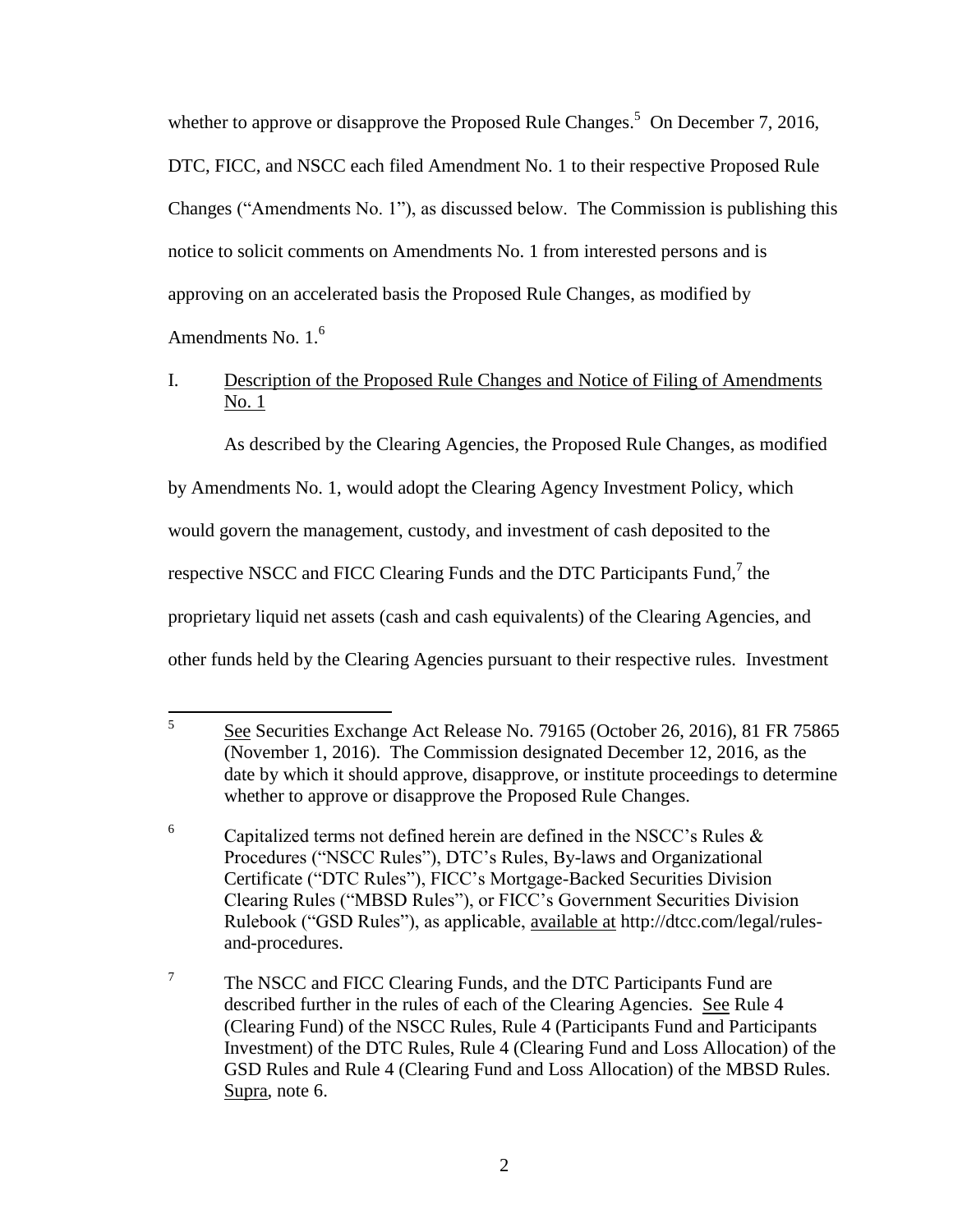whether to approve or disapprove the Proposed Rule Changes.[5] On December 7, 2016, DTC, FICC, and NSCC each filed Amendment No. 1 to their respective Proposed Rule Changes ("Amendments No. 1"), as discussed below. The Commission is publishing this notice to solicit comments on Amendments No. 1 from interested persons and is approving on an accelerated basis the Proposed Rule Changes, as modified by Amendments No. 1.[6]

I. Description of the Proposed Rule Changes and Notice of Filing of Amendments No. 1

As described by the Clearing Agencies, the Proposed Rule Changes, as modified by Amendments No. 1, would adopt the Clearing Agency Investment Policy, which would govern the management, custody, and investment of cash deposited to the respective NSCC and FICC Clearing Funds and the DTC Participants Fund,[7] the proprietary liquid net assets (cash and cash equivalents) of the Clearing Agencies, and other funds held by the Clearing Agencies pursuant to their respective rules. Investment

---

[5] See Securities Exchange Act Release No. 79165 (October 26, 2016), 81 FR 75865 (November 1, 2016). The Commission designated December 12, 2016, as the date by which it should approve, disapprove, or institute proceedings to determine whether to approve or disapprove the Proposed Rule Changes.

[6] Capitalized terms not defined herein are defined in the NSCC's Rules & Procedures ("NSCC Rules"), DTC's Rules, By-laws and Organizational Certificate ("DTC Rules"), FICC's Mortgage-Backed Securities Division Clearing Rules ("MBSD Rules"), or FICC's Government Securities Division Rulebook ("GSD Rules"), as applicable, available at http://dtcc.com/legal/rules-and-procedures.

[7] The NSCC and FICC Clearing Funds, and the DTC Participants Fund are described further in the rules of each of the Clearing Agencies. See Rule 4 (Clearing Fund) of the NSCC Rules, Rule 4 (Participants Fund and Participants Investment) of the DTC Rules, Rule 4 (Clearing Fund and Loss Allocation) of the GSD Rules and Rule 4 (Clearing Fund and Loss Allocation) of the MBSD Rules. Supra, note 6.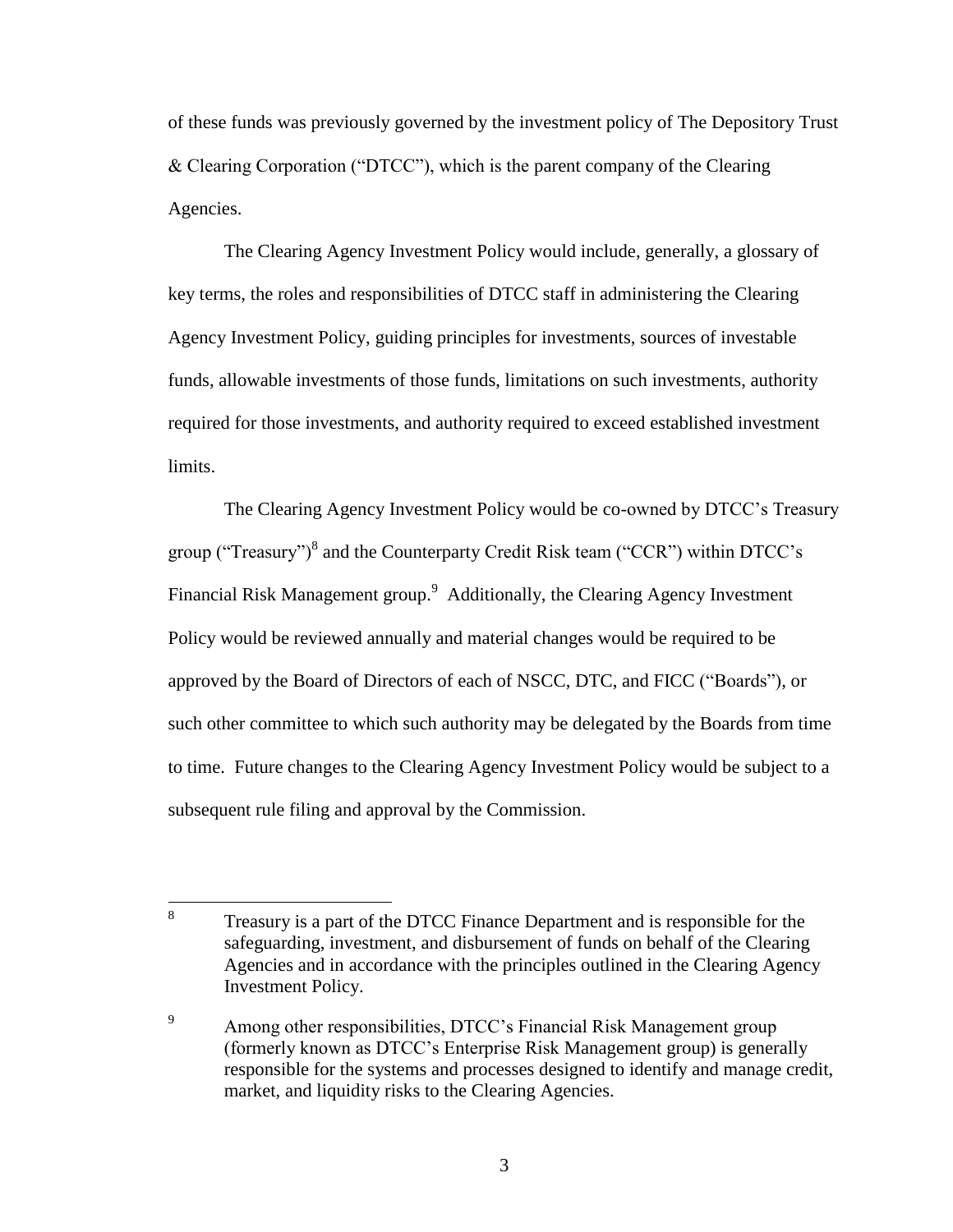of these funds was previously governed by the investment policy of The Depository Trust & Clearing Corporation ("DTCC"), which is the parent company of the Clearing Agencies.

The Clearing Agency Investment Policy would include, generally, a glossary of key terms, the roles and responsibilities of DTCC staff in administering the Clearing Agency Investment Policy, guiding principles for investments, sources of investable funds, allowable investments of those funds, limitations on such investments, authority required for those investments, and authority required to exceed established investment limits.

The Clearing Agency Investment Policy would be co-owned by DTCC's Treasury group ("Treasury")[8] and the Counterparty Credit Risk team ("CCR") within DTCC's Financial Risk Management group.[9] Additionally, the Clearing Agency Investment Policy would be reviewed annually and material changes would be required to be approved by the Board of Directors of each of NSCC, DTC, and FICC ("Boards"), or such other committee to which such authority may be delegated by the Boards from time to time. Future changes to the Clearing Agency Investment Policy would be subject to a subsequent rule filing and approval by the Commission.

---

[8] Treasury is a part of the DTCC Finance Department and is responsible for the safeguarding, investment, and disbursement of funds on behalf of the Clearing Agencies and in accordance with the principles outlined in the Clearing Agency Investment Policy.

[9] Among other responsibilities, DTCC's Financial Risk Management group (formerly known as DTCC's Enterprise Risk Management group) is generally responsible for the systems and processes designed to identify and manage credit, market, and liquidity risks to the Clearing Agencies.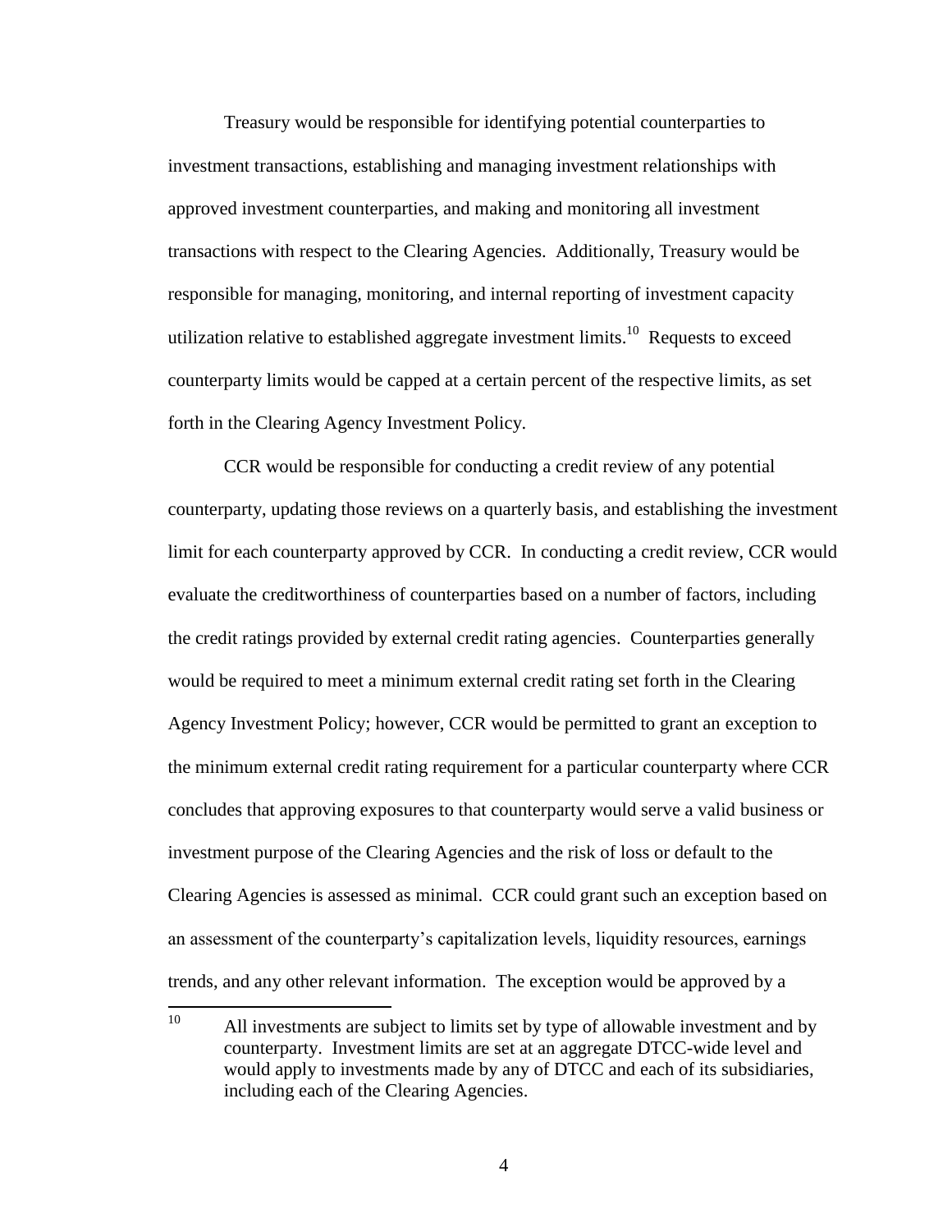Treasury would be responsible for identifying potential counterparties to investment transactions, establishing and managing investment relationships with approved investment counterparties, and making and monitoring all investment transactions with respect to the Clearing Agencies. Additionally, Treasury would be responsible for managing, monitoring, and internal reporting of investment capacity utilization relative to established aggregate investment limits.[10] Requests to exceed counterparty limits would be capped at a certain percent of the respective limits, as set forth in the Clearing Agency Investment Policy.

CCR would be responsible for conducting a credit review of any potential counterparty, updating those reviews on a quarterly basis, and establishing the investment limit for each counterparty approved by CCR. In conducting a credit review, CCR would evaluate the creditworthiness of counterparties based on a number of factors, including the credit ratings provided by external credit rating agencies. Counterparties generally would be required to meet a minimum external credit rating set forth in the Clearing Agency Investment Policy; however, CCR would be permitted to grant an exception to the minimum external credit rating requirement for a particular counterparty where CCR concludes that approving exposures to that counterparty would serve a valid business or investment purpose of the Clearing Agencies and the risk of loss or default to the Clearing Agencies is assessed as minimal. CCR could grant such an exception based on an assessment of the counterparty's capitalization levels, liquidity resources, earnings trends, and any other relevant information. The exception would be approved by a

---

[10] All investments are subject to limits set by type of allowable investment and by counterparty. Investment limits are set at an aggregate DTCC-wide level and would apply to investments made by any of DTCC and each of its subsidiaries, including each of the Clearing Agencies.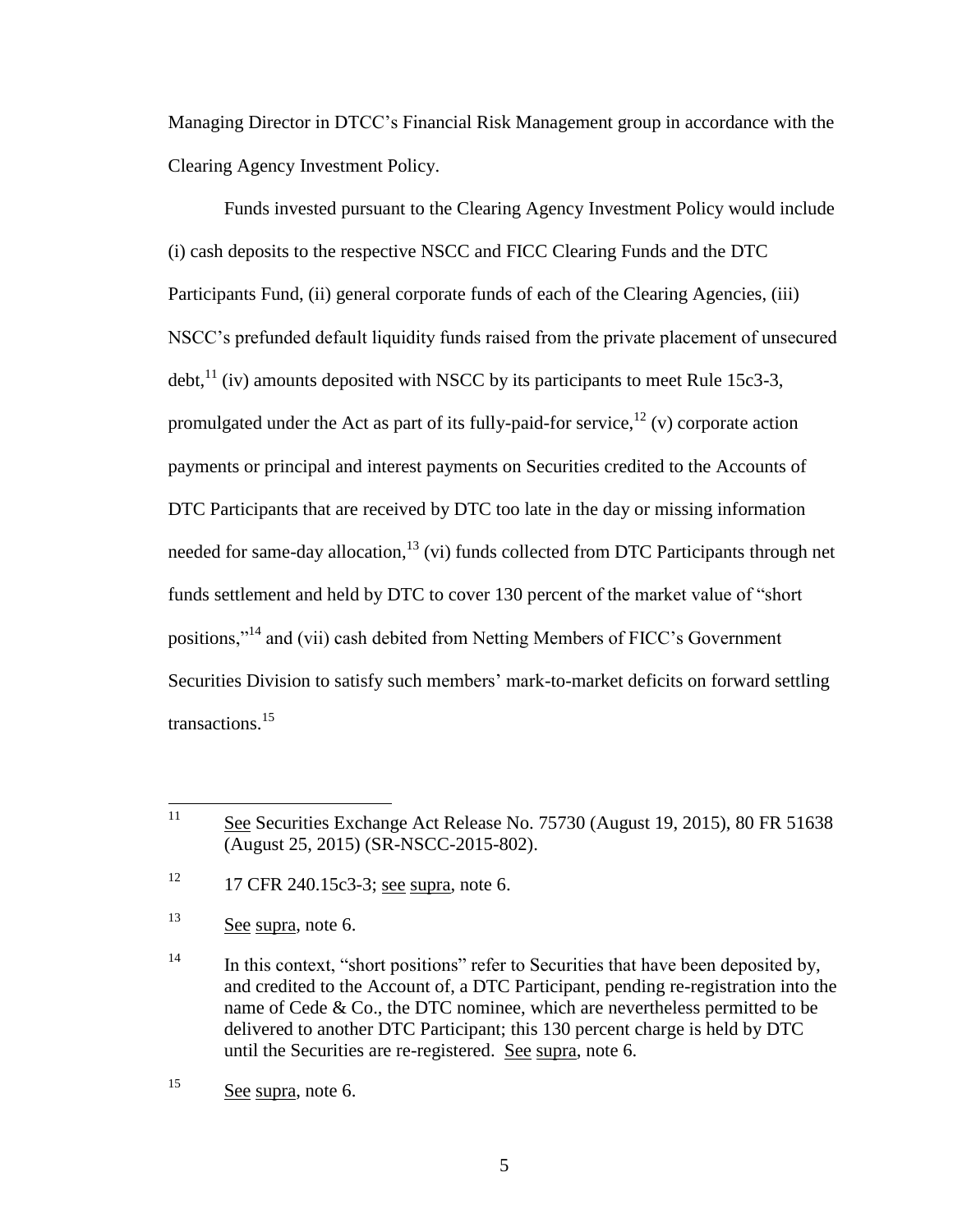Managing Director in DTCC's Financial Risk Management group in accordance with the Clearing Agency Investment Policy.

Funds invested pursuant to the Clearing Agency Investment Policy would include (i) cash deposits to the respective NSCC and FICC Clearing Funds and the DTC Participants Fund, (ii) general corporate funds of each of the Clearing Agencies, (iii) NSCC's prefunded default liquidity funds raised from the private placement of unsecured debt,[11] (iv) amounts deposited with NSCC by its participants to meet Rule 15c3-3, promulgated under the Act as part of its fully-paid-for service,[12] (v) corporate action payments or principal and interest payments on Securities credited to the Accounts of DTC Participants that are received by DTC too late in the day or missing information needed for same-day allocation,[13] (vi) funds collected from DTC Participants through net funds settlement and held by DTC to cover 130 percent of the market value of "short positions,"[14] and (vii) cash debited from Netting Members of FICC's Government Securities Division to satisfy such members' mark-to-market deficits on forward settling transactions.[15]

---

[11] See Securities Exchange Act Release No. 75730 (August 19, 2015), 80 FR 51638 (August 25, 2015) (SR-NSCC-2015-802).

[12] 17 CFR 240.15c3-3; see supra, note 6.

[13] See supra, note 6.

[14] In this context, "short positions" refer to Securities that have been deposited by, and credited to the Account of, a DTC Participant, pending re-registration into the name of Cede & Co., the DTC nominee, which are nevertheless permitted to be delivered to another DTC Participant; this 130 percent charge is held by DTC until the Securities are re-registered. See supra, note 6.

[15] See supra, note 6.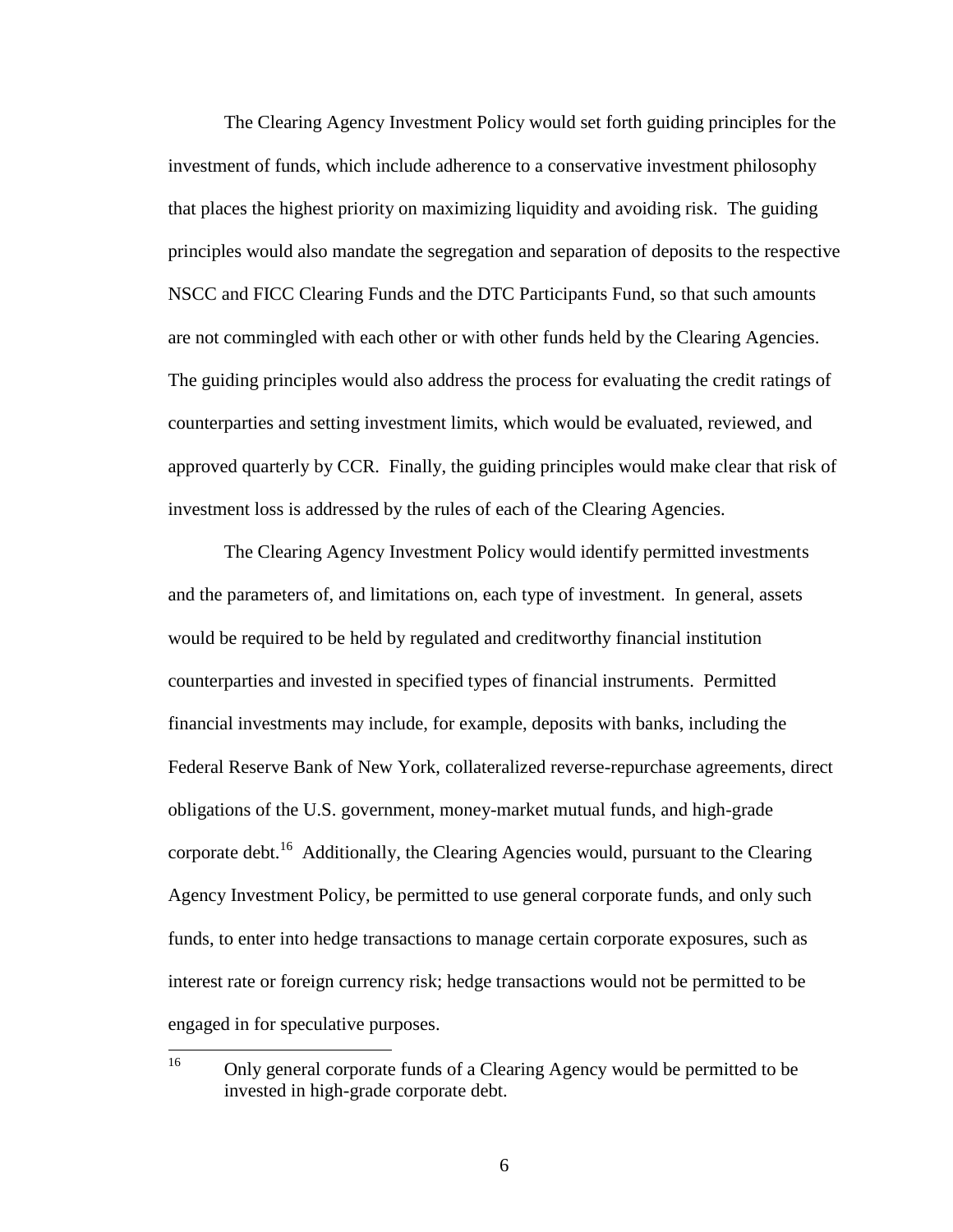The Clearing Agency Investment Policy would set forth guiding principles for the investment of funds, which include adherence to a conservative investment philosophy that places the highest priority on maximizing liquidity and avoiding risk. The guiding principles would also mandate the segregation and separation of deposits to the respective NSCC and FICC Clearing Funds and the DTC Participants Fund, so that such amounts are not commingled with each other or with other funds held by the Clearing Agencies. The guiding principles would also address the process for evaluating the credit ratings of counterparties and setting investment limits, which would be evaluated, reviewed, and approved quarterly by CCR. Finally, the guiding principles would make clear that risk of investment loss is addressed by the rules of each of the Clearing Agencies.

The Clearing Agency Investment Policy would identify permitted investments and the parameters of, and limitations on, each type of investment. In general, assets would be required to be held by regulated and creditworthy financial institution counterparties and invested in specified types of financial instruments. Permitted financial investments may include, for example, deposits with banks, including the Federal Reserve Bank of New York, collateralized reverse-repurchase agreements, direct obligations of the U.S. government, money-market mutual funds, and high-grade corporate debt.[16] Additionally, the Clearing Agencies would, pursuant to the Clearing Agency Investment Policy, be permitted to use general corporate funds, and only such funds, to enter into hedge transactions to manage certain corporate exposures, such as interest rate or foreign currency risk; hedge transactions would not be permitted to be engaged in for speculative purposes.

---

[16] Only general corporate funds of a Clearing Agency would be permitted to be invested in high-grade corporate debt.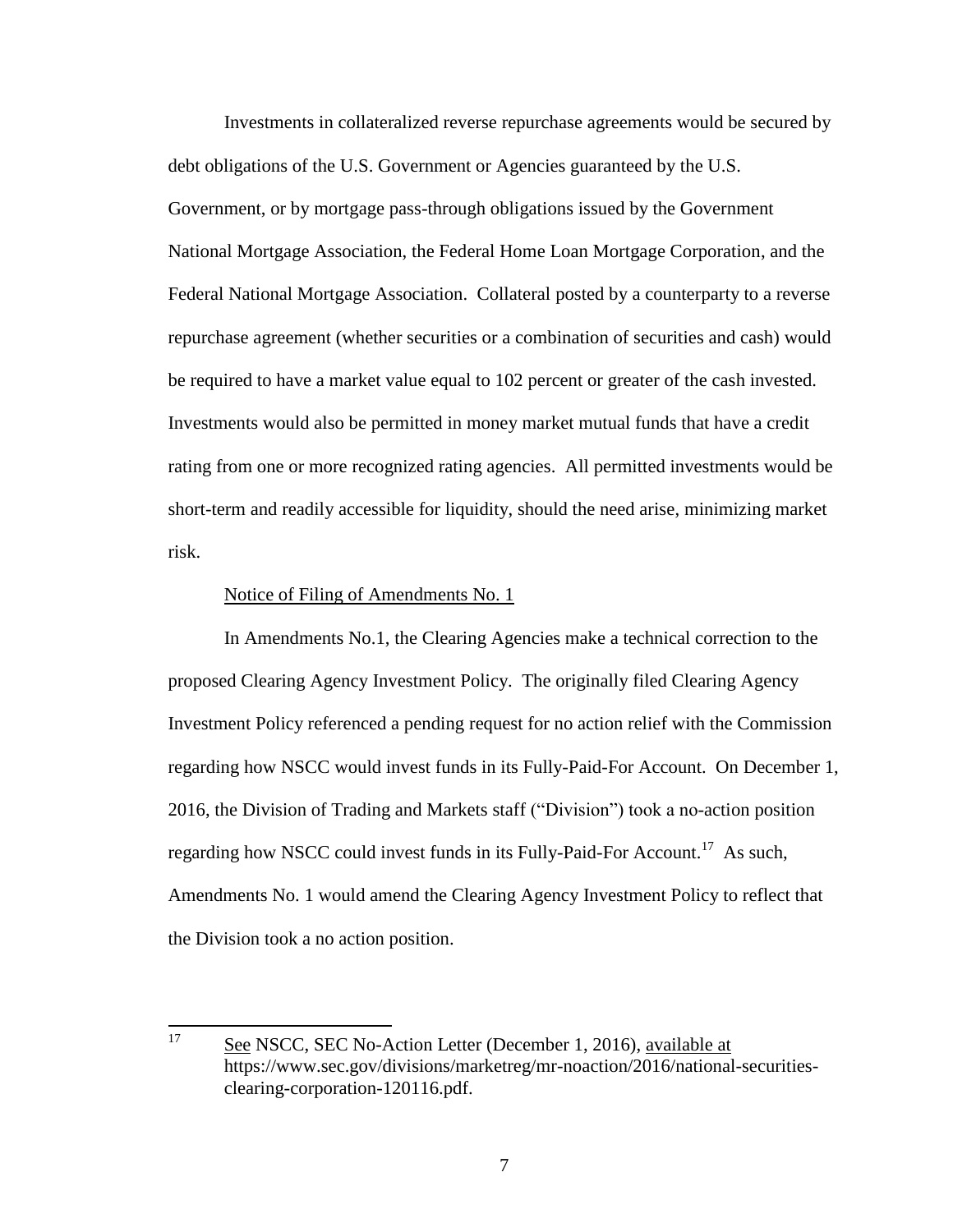Investments in collateralized reverse repurchase agreements would be secured by debt obligations of the U.S. Government or Agencies guaranteed by the U.S. Government, or by mortgage pass-through obligations issued by the Government National Mortgage Association, the Federal Home Loan Mortgage Corporation, and the Federal National Mortgage Association. Collateral posted by a counterparty to a reverse repurchase agreement (whether securities or a combination of securities and cash) would be required to have a market value equal to 102 percent or greater of the cash invested. Investments would also be permitted in money market mutual funds that have a credit rating from one or more recognized rating agencies. All permitted investments would be short-term and readily accessible for liquidity, should the need arise, minimizing market risk.

Notice of Filing of Amendments No. 1

In Amendments No.1, the Clearing Agencies make a technical correction to the proposed Clearing Agency Investment Policy. The originally filed Clearing Agency Investment Policy referenced a pending request for no action relief with the Commission regarding how NSCC would invest funds in its Fully-Paid-For Account. On December 1, 2016, the Division of Trading and Markets staff ("Division") took a no-action position regarding how NSCC could invest funds in its Fully-Paid-For Account.[17] As such, Amendments No. 1 would amend the Clearing Agency Investment Policy to reflect that the Division took a no action position.

---

[17] See NSCC, SEC No-Action Letter (December 1, 2016), available at https://www.sec.gov/divisions/marketreg/mr-noaction/2016/national-securities-clearing-corporation-120116.pdf.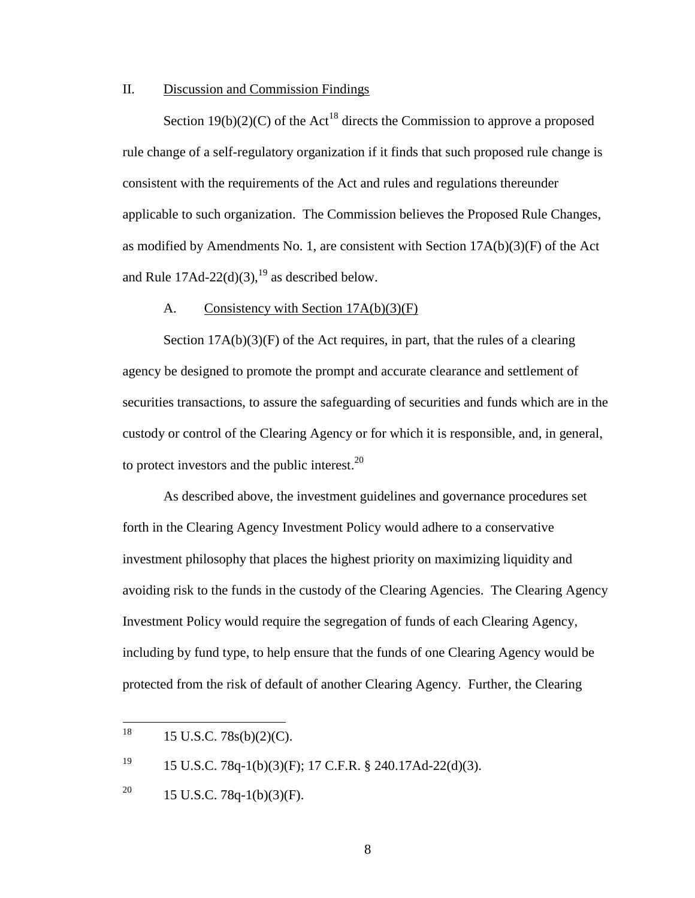## II. Discussion and Commission Findings

Section 19(b)(2)(C) of the Act[18] directs the Commission to approve a proposed rule change of a self-regulatory organization if it finds that such proposed rule change is consistent with the requirements of the Act and rules and regulations thereunder applicable to such organization. The Commission believes the Proposed Rule Changes, as modified by Amendments No. 1, are consistent with Section 17A(b)(3)(F) of the Act and Rule 17Ad-22(d)(3),[19] as described below.

### A. Consistency with Section 17A(b)(3)(F)

Section 17A(b)(3)(F) of the Act requires, in part, that the rules of a clearing agency be designed to promote the prompt and accurate clearance and settlement of securities transactions, to assure the safeguarding of securities and funds which are in the custody or control of the Clearing Agency or for which it is responsible, and, in general, to protect investors and the public interest.[20]

As described above, the investment guidelines and governance procedures set forth in the Clearing Agency Investment Policy would adhere to a conservative investment philosophy that places the highest priority on maximizing liquidity and avoiding risk to the funds in the custody of the Clearing Agencies. The Clearing Agency Investment Policy would require the segregation of funds of each Clearing Agency, including by fund type, to help ensure that the funds of one Clearing Agency would be protected from the risk of default of another Clearing Agency. Further, the Clearing

---

[18] 15 U.S.C. 78s(b)(2)(C).

[19] 15 U.S.C. 78q-1(b)(3)(F); 17 C.F.R. § 240.17Ad-22(d)(3).

[20] 15 U.S.C. 78q-1(b)(3)(F).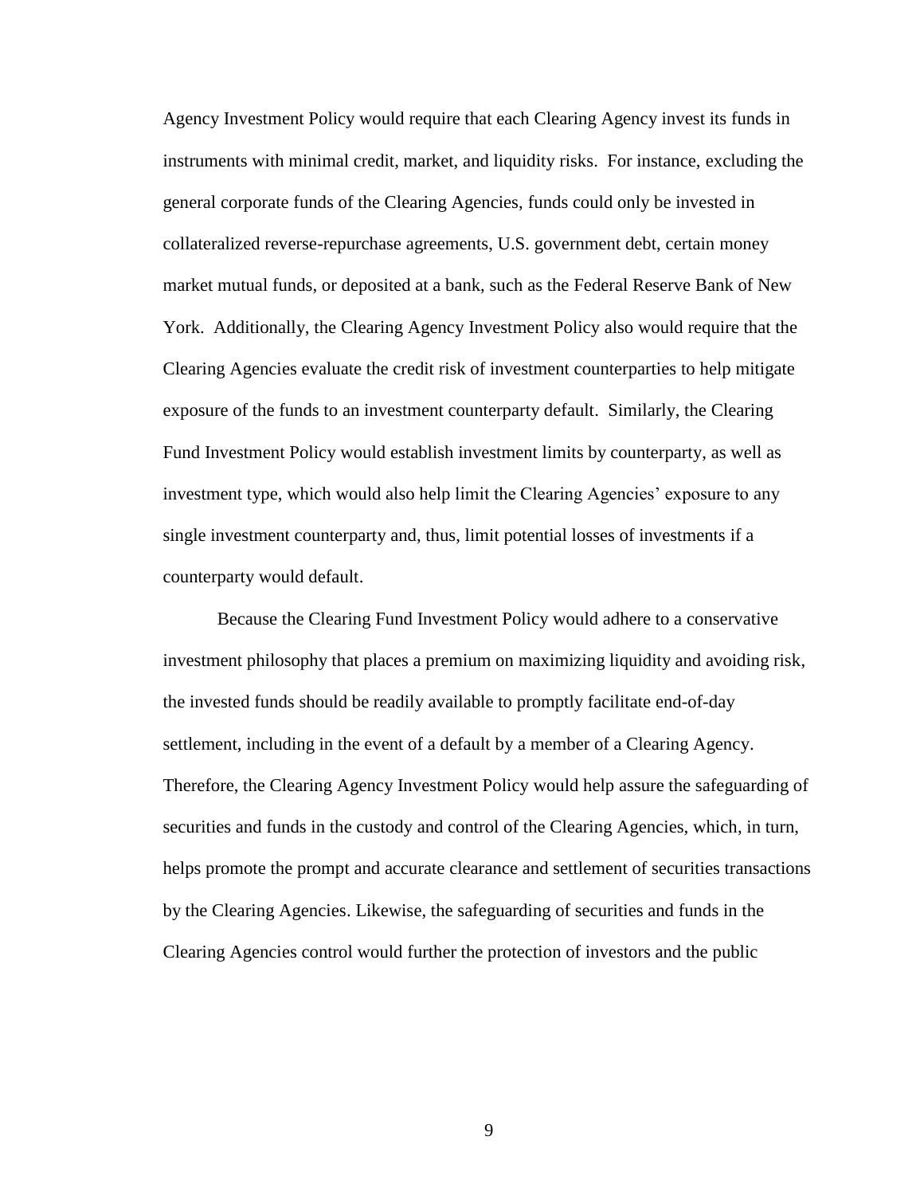Agency Investment Policy would require that each Clearing Agency invest its funds in instruments with minimal credit, market, and liquidity risks. For instance, excluding the general corporate funds of the Clearing Agencies, funds could only be invested in collateralized reverse-repurchase agreements, U.S. government debt, certain money market mutual funds, or deposited at a bank, such as the Federal Reserve Bank of New York. Additionally, the Clearing Agency Investment Policy also would require that the Clearing Agencies evaluate the credit risk of investment counterparties to help mitigate exposure of the funds to an investment counterparty default. Similarly, the Clearing Fund Investment Policy would establish investment limits by counterparty, as well as investment type, which would also help limit the Clearing Agencies' exposure to any single investment counterparty and, thus, limit potential losses of investments if a counterparty would default.

Because the Clearing Fund Investment Policy would adhere to a conservative investment philosophy that places a premium on maximizing liquidity and avoiding risk, the invested funds should be readily available to promptly facilitate end-of-day settlement, including in the event of a default by a member of a Clearing Agency. Therefore, the Clearing Agency Investment Policy would help assure the safeguarding of securities and funds in the custody and control of the Clearing Agencies, which, in turn, helps promote the prompt and accurate clearance and settlement of securities transactions by the Clearing Agencies. Likewise, the safeguarding of securities and funds in the Clearing Agencies control would further the protection of investors and the public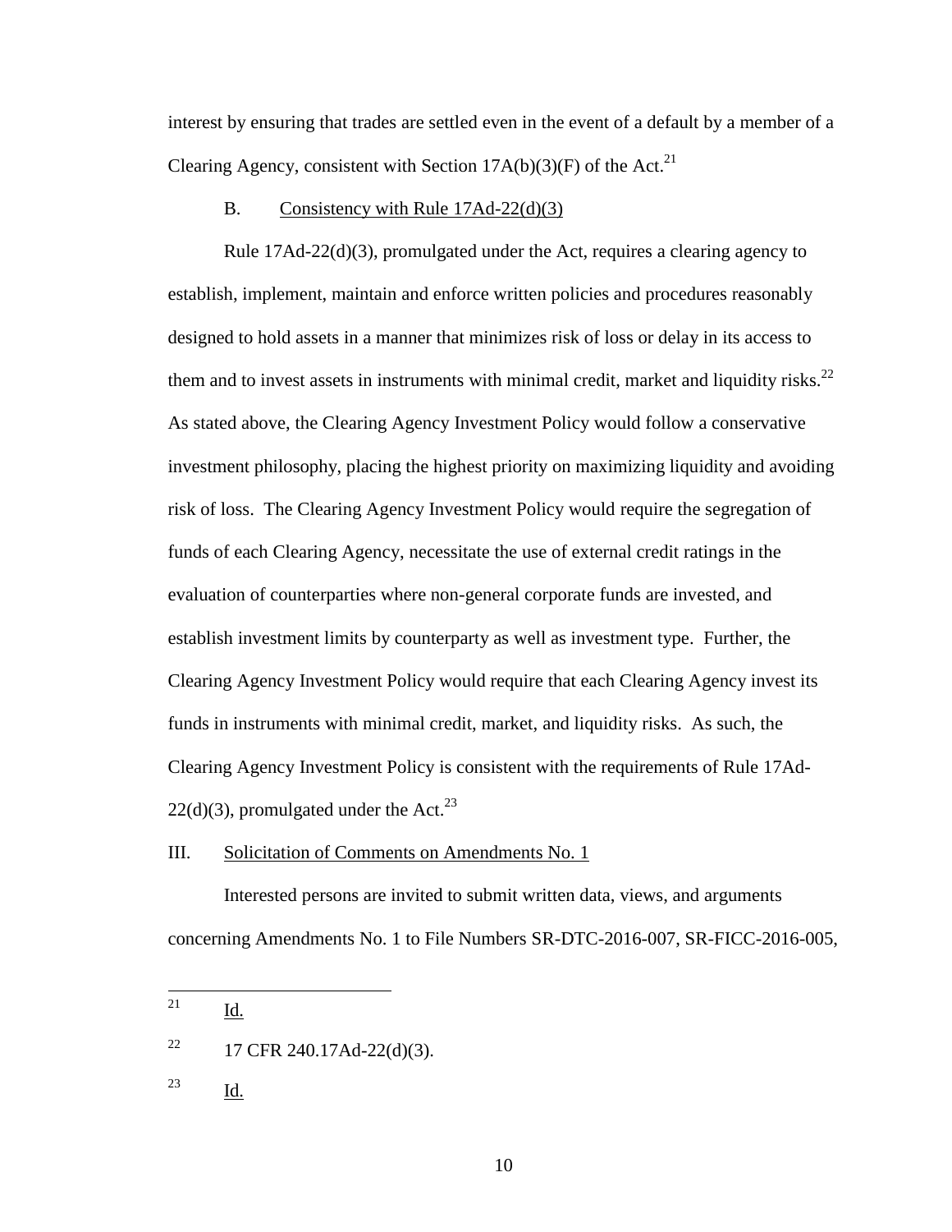interest by ensuring that trades are settled even in the event of a default by a member of a Clearing Agency, consistent with Section 17A(b)(3)(F) of the Act.[21]

B. Consistency with Rule 17Ad-22(d)(3)

Rule 17Ad-22(d)(3), promulgated under the Act, requires a clearing agency to establish, implement, maintain and enforce written policies and procedures reasonably designed to hold assets in a manner that minimizes risk of loss or delay in its access to them and to invest assets in instruments with minimal credit, market and liquidity risks.[22] As stated above, the Clearing Agency Investment Policy would follow a conservative investment philosophy, placing the highest priority on maximizing liquidity and avoiding risk of loss. The Clearing Agency Investment Policy would require the segregation of funds of each Clearing Agency, necessitate the use of external credit ratings in the evaluation of counterparties where non-general corporate funds are invested, and establish investment limits by counterparty as well as investment type. Further, the Clearing Agency Investment Policy would require that each Clearing Agency invest its funds in instruments with minimal credit, market, and liquidity risks. As such, the Clearing Agency Investment Policy is consistent with the requirements of Rule 17Ad-22(d)(3), promulgated under the Act.[23]

III. Solicitation of Comments on Amendments No. 1

Interested persons are invited to submit written data, views, and arguments concerning Amendments No. 1 to File Numbers SR-DTC-2016-007, SR-FICC-2016-005,

---

[21] Id.

[22] 17 CFR 240.17Ad-22(d)(3).

[23] Id.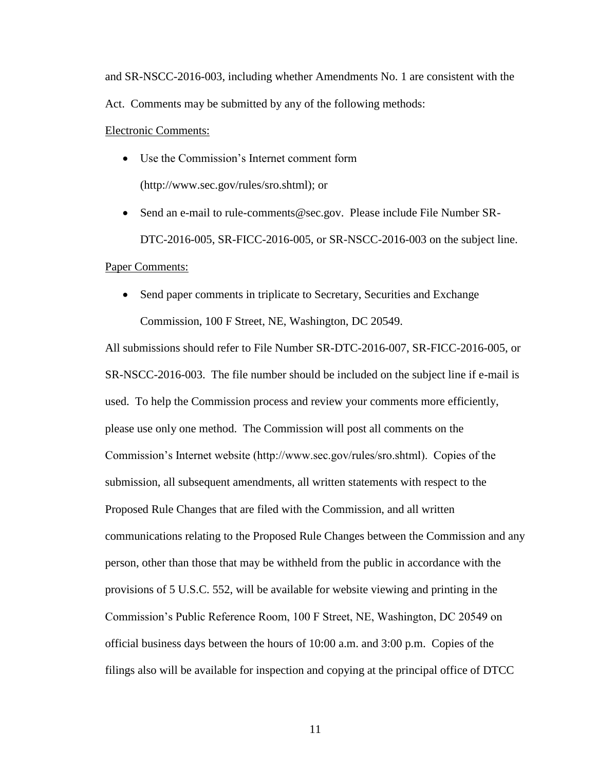and SR-NSCC-2016-003, including whether Amendments No. 1 are consistent with the Act. Comments may be submitted by any of the following methods:

Electronic Comments:

- Use the Commission's Internet comment form (http://www.sec.gov/rules/sro.shtml); or
- Send an e-mail to rule-comments@sec.gov. Please include File Number SR-DTC-2016-005, SR-FICC-2016-005, or SR-NSCC-2016-003 on the subject line.

Paper Comments:

- Send paper comments in triplicate to Secretary, Securities and Exchange Commission, 100 F Street, NE, Washington, DC 20549.

All submissions should refer to File Number SR-DTC-2016-007, SR-FICC-2016-005, or SR-NSCC-2016-003. The file number should be included on the subject line if e-mail is used. To help the Commission process and review your comments more efficiently, please use only one method. The Commission will post all comments on the Commission's Internet website (http://www.sec.gov/rules/sro.shtml). Copies of the submission, all subsequent amendments, all written statements with respect to the Proposed Rule Changes that are filed with the Commission, and all written communications relating to the Proposed Rule Changes between the Commission and any person, other than those that may be withheld from the public in accordance with the provisions of 5 U.S.C. 552, will be available for website viewing and printing in the Commission's Public Reference Room, 100 F Street, NE, Washington, DC 20549 on official business days between the hours of 10:00 a.m. and 3:00 p.m. Copies of the filings also will be available for inspection and copying at the principal office of DTCC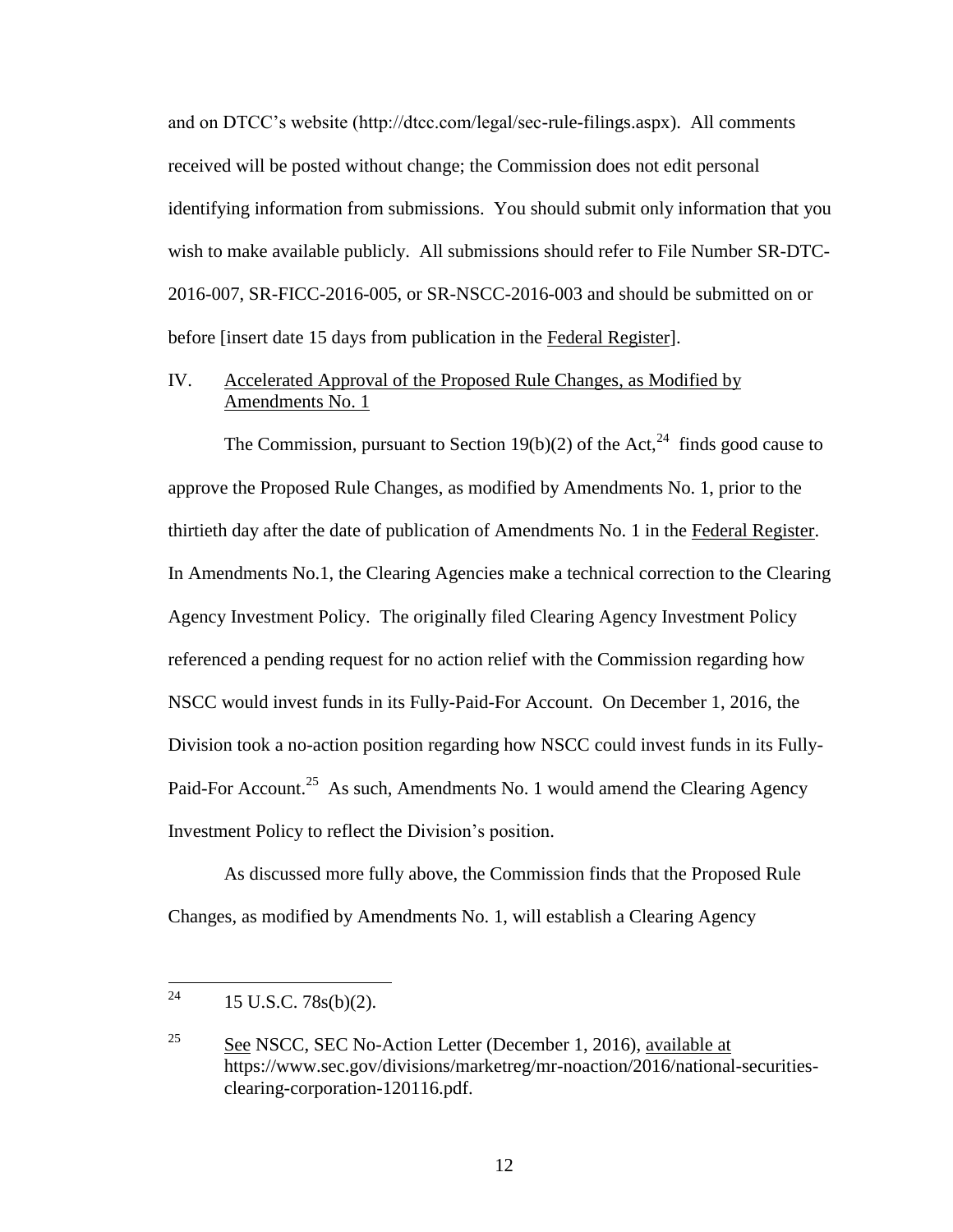and on DTCC's website (http://dtcc.com/legal/sec-rule-filings.aspx). All comments received will be posted without change; the Commission does not edit personal identifying information from submissions. You should submit only information that you wish to make available publicly. All submissions should refer to File Number SR-DTC-2016-007, SR-FICC-2016-005, or SR-NSCC-2016-003 and should be submitted on or before [insert date 15 days from publication in the Federal Register].

## IV. Accelerated Approval of the Proposed Rule Changes, as Modified by Amendments No. 1

The Commission, pursuant to Section 19(b)(2) of the Act,[24] finds good cause to approve the Proposed Rule Changes, as modified by Amendments No. 1, prior to the thirtieth day after the date of publication of Amendments No. 1 in the Federal Register. In Amendments No.1, the Clearing Agencies make a technical correction to the Clearing Agency Investment Policy. The originally filed Clearing Agency Investment Policy referenced a pending request for no action relief with the Commission regarding how NSCC would invest funds in its Fully-Paid-For Account. On December 1, 2016, the Division took a no-action position regarding how NSCC could invest funds in its Fully-Paid-For Account.[25] As such, Amendments No. 1 would amend the Clearing Agency Investment Policy to reflect the Division's position.

As discussed more fully above, the Commission finds that the Proposed Rule Changes, as modified by Amendments No. 1, will establish a Clearing Agency

---

[24] 15 U.S.C. 78s(b)(2).

[25] See NSCC, SEC No-Action Letter (December 1, 2016), available at https://www.sec.gov/divisions/marketreg/mr-noaction/2016/national-securities-clearing-corporation-120116.pdf.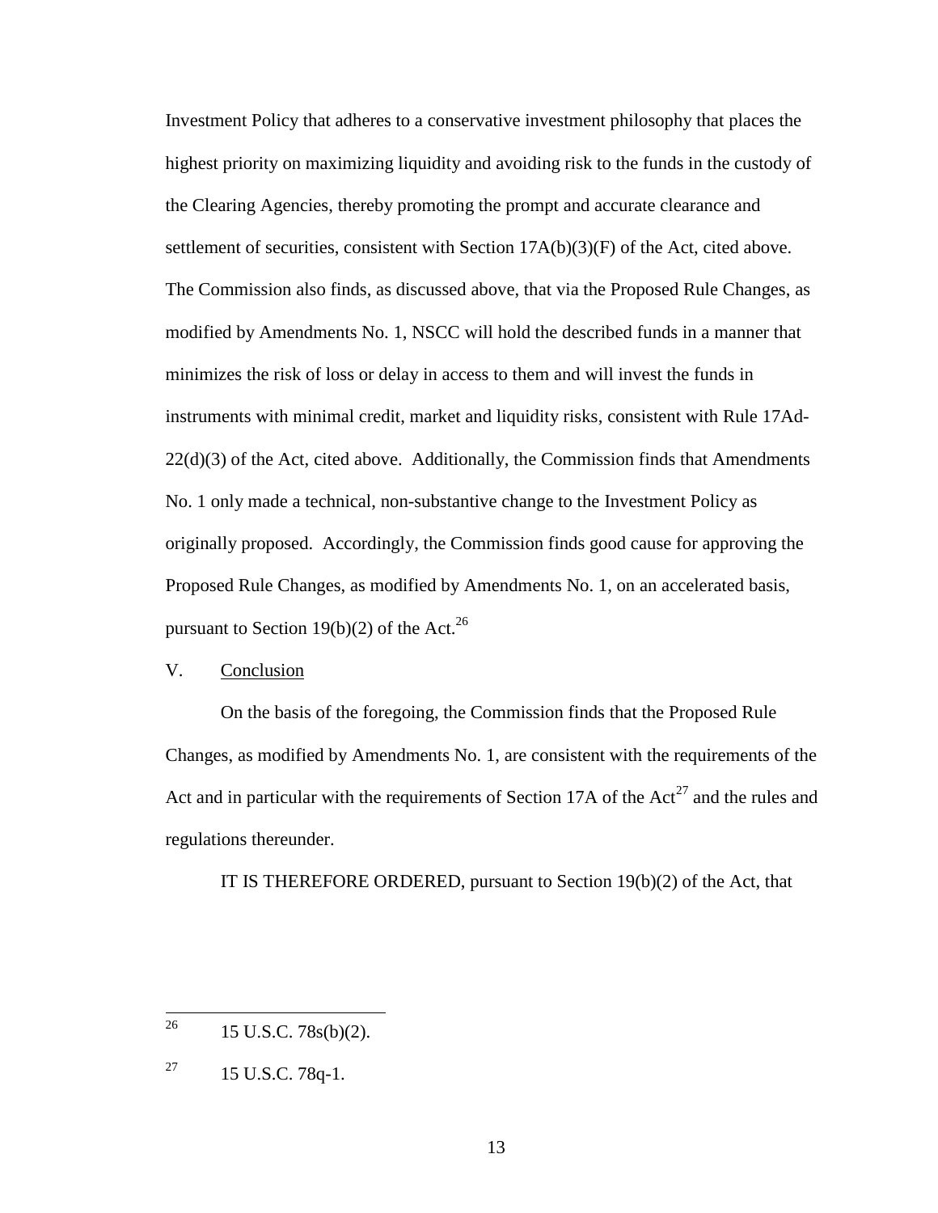Investment Policy that adheres to a conservative investment philosophy that places the highest priority on maximizing liquidity and avoiding risk to the funds in the custody of the Clearing Agencies, thereby promoting the prompt and accurate clearance and settlement of securities, consistent with Section 17A(b)(3)(F) of the Act, cited above. The Commission also finds, as discussed above, that via the Proposed Rule Changes, as modified by Amendments No. 1, NSCC will hold the described funds in a manner that minimizes the risk of loss or delay in access to them and will invest the funds in instruments with minimal credit, market and liquidity risks, consistent with Rule 17Ad-22(d)(3) of the Act, cited above. Additionally, the Commission finds that Amendments No. 1 only made a technical, non-substantive change to the Investment Policy as originally proposed. Accordingly, the Commission finds good cause for approving the Proposed Rule Changes, as modified by Amendments No. 1, on an accelerated basis, pursuant to Section 19(b)(2) of the Act.[26]

V. Conclusion

On the basis of the foregoing, the Commission finds that the Proposed Rule Changes, as modified by Amendments No. 1, are consistent with the requirements of the Act and in particular with the requirements of Section 17A of the Act[27] and the rules and regulations thereunder.

IT IS THEREFORE ORDERED, pursuant to Section 19(b)(2) of the Act, that

---

[26] 15 U.S.C. 78s(b)(2).

[27] 15 U.S.C. 78q-1.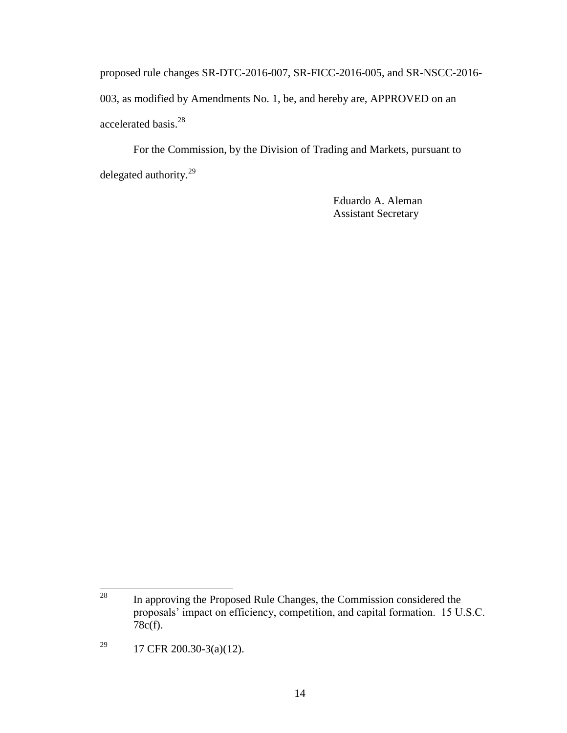proposed rule changes SR-DTC-2016-007, SR-FICC-2016-005, and SR-NSCC-2016-003, as modified by Amendments No. 1, be, and hereby are, APPROVED on an accelerated basis.[28]

For the Commission, by the Division of Trading and Markets, pursuant to delegated authority.[29]

Eduardo A. Aleman
Assistant Secretary

---

[28] In approving the Proposed Rule Changes, the Commission considered the proposals' impact on efficiency, competition, and capital formation. 15 U.S.C. 78c(f).

[29] 17 CFR 200.30-3(a)(12).